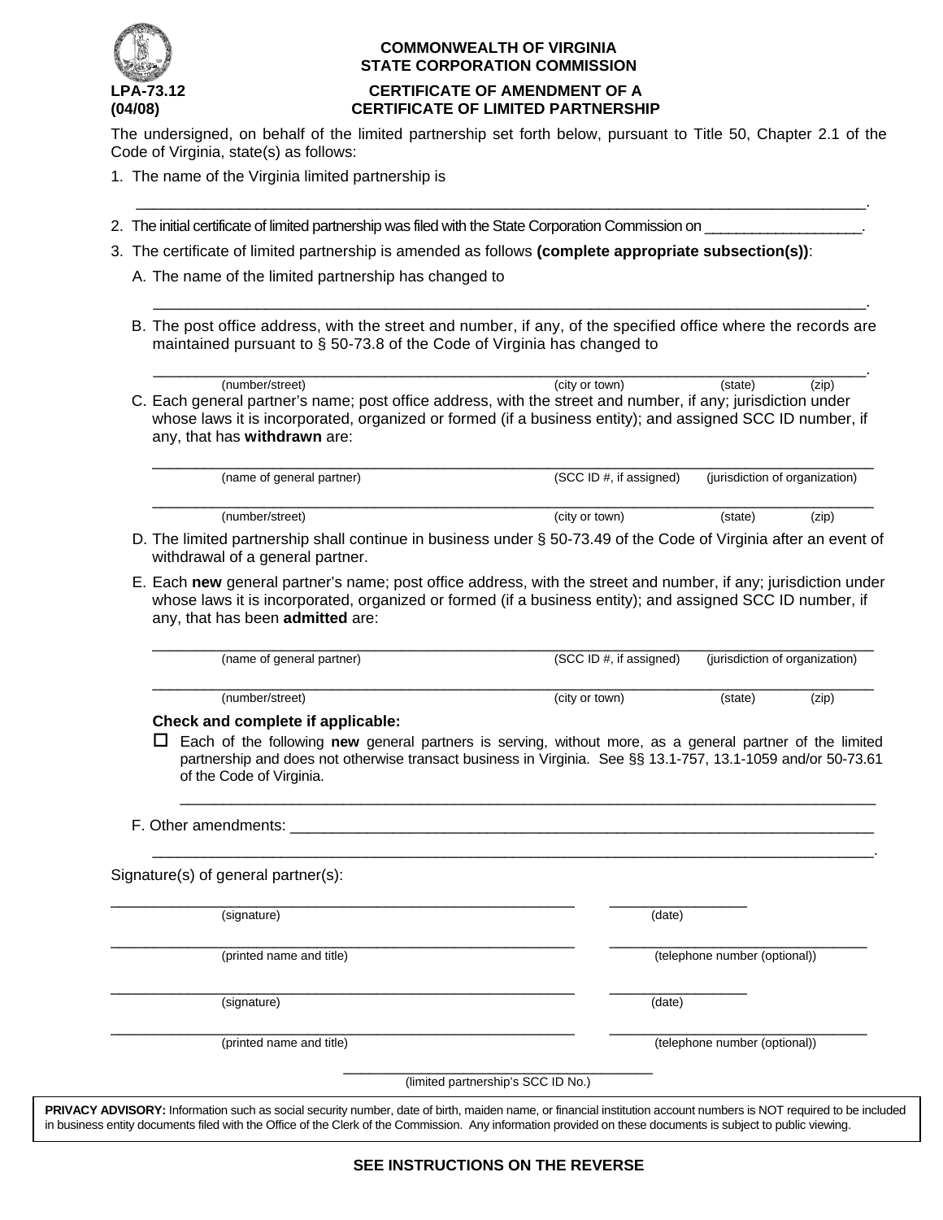**COMMONWEALTH OF VIRGINIA**
**STATE CORPORATION COMMISSION**

**LPA-73.12**
**(04/08)**

# CERTIFICATE OF AMENDMENT OF A CERTIFICATE OF LIMITED PARTNERSHIP

The undersigned, on behalf of the limited partnership set forth below, pursuant to Title 50, Chapter 2.1 of the Code of Virginia, state(s) as follows:

1. The name of the Virginia limited partnership is

   ______________________________________________________________________________.

2. The initial certificate of limited partnership was filed with the State Corporation Commission on ___________________.

3. The certificate of limited partnership is amended as follows **(complete appropriate subsection(s))**:

   A. The name of the limited partnership has changed to

   ______________________________________________________________________________.

   B. The post office address, with the street and number, if any, of the specified office where the records are maintained pursuant to § 50-73.8 of the Code of Virginia has changed to

   ______________________________________________________________________________.
   (number/street) (city or town) (state) (zip)

   C. Each general partner's name; post office address, with the street and number, if any; jurisdiction under whose laws it is incorporated, organized or formed (if a business entity); and assigned SCC ID number, if any, that has **withdrawn** are:

   ______________________________________________________________________________
   (name of general partner) (SCC ID #, if assigned) (jurisdiction of organization)

   ______________________________________________________________________________
   (number/street) (city or town) (state) (zip)

   D. The limited partnership shall continue in business under § 50-73.49 of the Code of Virginia after an event of withdrawal of a general partner.

   E. Each **new** general partner's name; post office address, with the street and number, if any; jurisdiction under whose laws it is incorporated, organized or formed (if a business entity); and assigned SCC ID number, if any, that has been **admitted** are:

   ______________________________________________________________________________
   (name of general partner) (SCC ID #, if assigned) (jurisdiction of organization)

   ______________________________________________________________________________
   (number/street) (city or town) (state) (zip)

   **Check and complete if applicable:**

   ☐ Each of the following **new** general partners is serving, without more, as a general partner of the limited partnership and does not otherwise transact business in Virginia. See §§ 13.1-757, 13.1-1059 and/or 50-73.61 of the Code of Virginia.

   ______________________________________________________________________________

   F. Other amendments: ______________________________________________________________

   ______________________________________________________________________________.

Signature(s) of general partner(s):

______________________________________________ ______________
(signature) (date)

______________________________________________ ______________________
(printed name and title) (telephone number (optional))

______________________________________________ ______________
(signature) (date)

______________________________________________ ______________________
(printed name and title) (telephone number (optional))

______________________________
(limited partnership's SCC ID No.)

**PRIVACY ADVISORY:** Information such as social security number, date of birth, maiden name, or financial institution account numbers is NOT required to be included in business entity documents filed with the Office of the Clerk of the Commission. Any information provided on these documents is subject to public viewing.

**SEE INSTRUCTIONS ON THE REVERSE**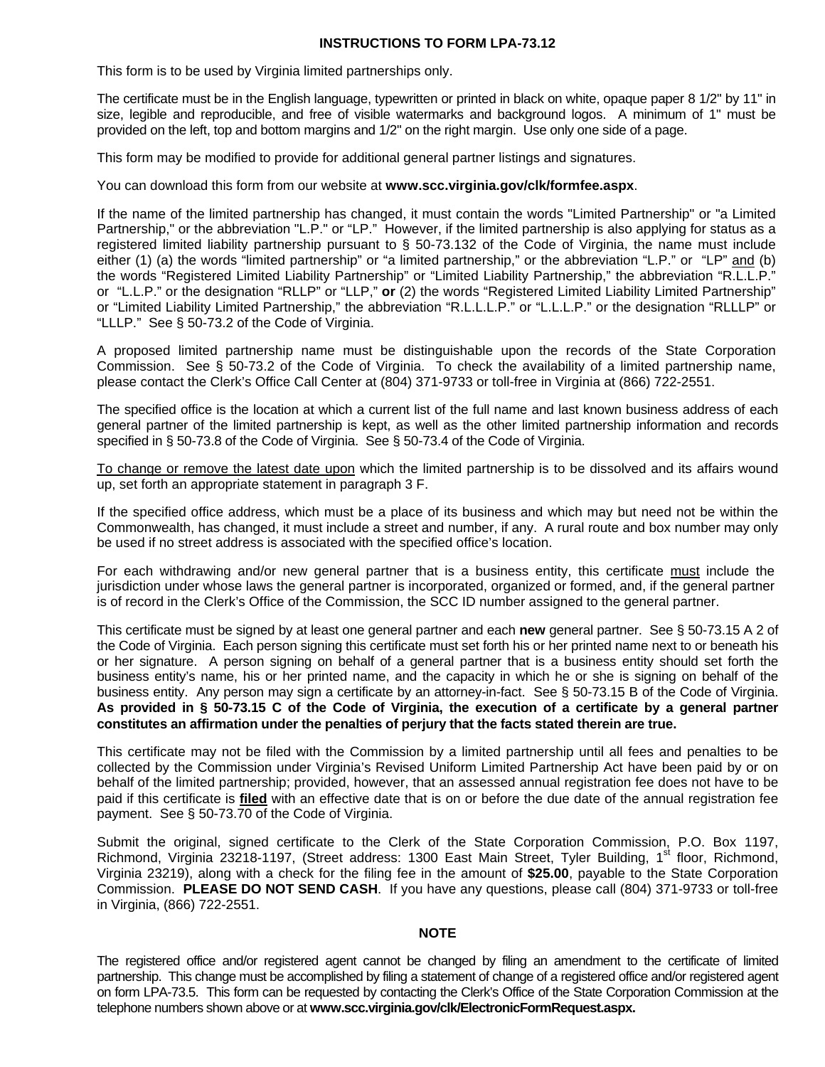**INSTRUCTIONS TO FORM LPA-73.12**

This form is to be used by Virginia limited partnerships only.

The certificate must be in the English language, typewritten or printed in black on white, opaque paper 8 1/2" by 11" in size, legible and reproducible, and free of visible watermarks and background logos. A minimum of 1" must be provided on the left, top and bottom margins and 1/2" on the right margin. Use only one side of a page.

This form may be modified to provide for additional general partner listings and signatures.

You can download this form from our website at **www.scc.virginia.gov/clk/formfee.aspx**.

If the name of the limited partnership has changed, it must contain the words "Limited Partnership" or "a Limited Partnership," or the abbreviation "L.P." or "LP." However, if the limited partnership is also applying for status as a registered limited liability partnership pursuant to § 50-73.132 of the Code of Virginia, the name must include either (1) (a) the words "limited partnership" or "a limited partnership," or the abbreviation "L.P." or "LP" <u>and</u> (b) the words "Registered Limited Liability Partnership" or "Limited Liability Partnership," the abbreviation "R.L.L.P." or "L.L.P." or the designation "RLLP" or "LLP," **or** (2) the words "Registered Limited Liability Limited Partnership" or "Limited Liability Limited Partnership," the abbreviation "R.L.L.L.P." or "L.L.L.P." or the designation "RLLLP" or "LLLP." See § 50-73.2 of the Code of Virginia.

A proposed limited partnership name must be distinguishable upon the records of the State Corporation Commission. See § 50-73.2 of the Code of Virginia. To check the availability of a limited partnership name, please contact the Clerk's Office Call Center at (804) 371-9733 or toll-free in Virginia at (866) 722-2551.

The specified office is the location at which a current list of the full name and last known business address of each general partner of the limited partnership is kept, as well as the other limited partnership information and records specified in § 50-73.8 of the Code of Virginia. See § 50-73.4 of the Code of Virginia.

<u>To change or remove the latest date upon</u> which the limited partnership is to be dissolved and its affairs wound up, set forth an appropriate statement in paragraph 3 F.

If the specified office address, which must be a place of its business and which may but need not be within the Commonwealth, has changed, it must include a street and number, if any. A rural route and box number may only be used if no street address is associated with the specified office's location.

For each withdrawing and/or new general partner that is a business entity, this certificate <u>must</u> include the jurisdiction under whose laws the general partner is incorporated, organized or formed, and, if the general partner is of record in the Clerk's Office of the Commission, the SCC ID number assigned to the general partner.

This certificate must be signed by at least one general partner and each **new** general partner. See § 50-73.15 A 2 of the Code of Virginia. Each person signing this certificate must set forth his or her printed name next to or beneath his or her signature. A person signing on behalf of a general partner that is a business entity should set forth the business entity's name, his or her printed name, and the capacity in which he or she is signing on behalf of the business entity. Any person may sign a certificate by an attorney-in-fact. See § 50-73.15 B of the Code of Virginia. **As provided in § 50-73.15 C of the Code of Virginia, the execution of a certificate by a general partner constitutes an affirmation under the penalties of perjury that the facts stated therein are true.**

This certificate may not be filed with the Commission by a limited partnership until all fees and penalties to be collected by the Commission under Virginia's Revised Uniform Limited Partnership Act have been paid by or on behalf of the limited partnership; provided, however, that an assessed annual registration fee does not have to be paid if this certificate is <u>**filed**</u> with an effective date that is on or before the due date of the annual registration fee payment. See § 50-73.70 of the Code of Virginia.

Submit the original, signed certificate to the Clerk of the State Corporation Commission, P.O. Box 1197, Richmond, Virginia 23218-1197, (Street address: 1300 East Main Street, Tyler Building, 1st floor, Richmond, Virginia 23219), along with a check for the filing fee in the amount of **$25.00**, payable to the State Corporation Commission. **PLEASE DO NOT SEND CASH**. If you have any questions, please call (804) 371-9733 or toll-free in Virginia, (866) 722-2551.

**NOTE**

The registered office and/or registered agent cannot be changed by filing an amendment to the certificate of limited partnership. This change must be accomplished by filing a statement of change of a registered office and/or registered agent on form LPA-73.5. This form can be requested by contacting the Clerk's Office of the State Corporation Commission at the telephone numbers shown above or at **www.scc.virginia.gov/clk/ElectronicFormRequest.aspx.**